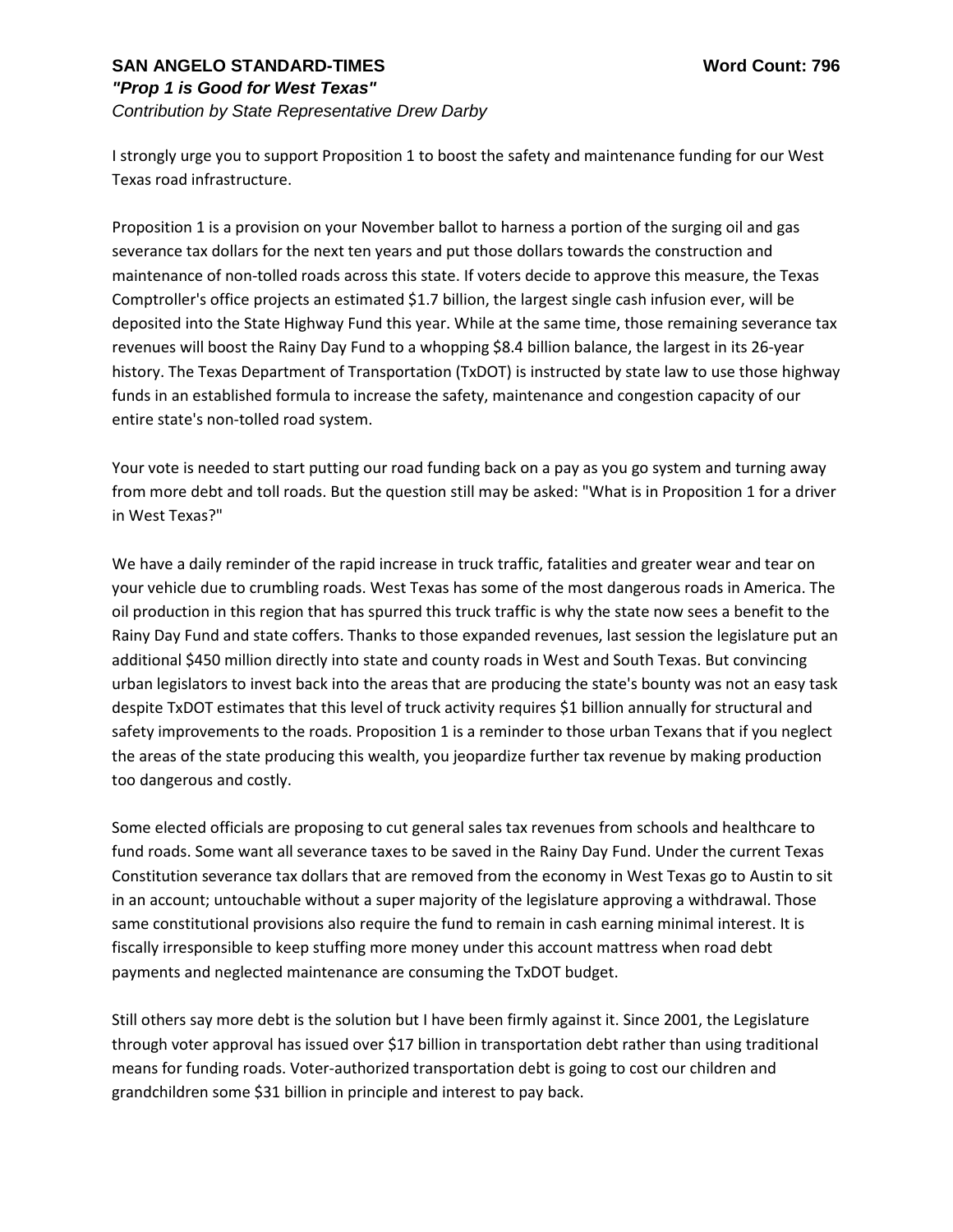**SAN ANGELO STANDARD-TIMES** **Word Count: 796**

***"Prop 1 is Good for West Texas"***

*Contribution by State Representative Drew Darby*

I strongly urge you to support Proposition 1 to boost the safety and maintenance funding for our West Texas road infrastructure.

Proposition 1 is a provision on your November ballot to harness a portion of the surging oil and gas severance tax dollars for the next ten years and put those dollars towards the construction and maintenance of non-tolled roads across this state. If voters decide to approve this measure, the Texas Comptroller's office projects an estimated $1.7 billion, the largest single cash infusion ever, will be deposited into the State Highway Fund this year. While at the same time, those remaining severance tax revenues will boost the Rainy Day Fund to a whopping $8.4 billion balance, the largest in its 26-year history. The Texas Department of Transportation (TxDOT) is instructed by state law to use those highway funds in an established formula to increase the safety, maintenance and congestion capacity of our entire state's non-tolled road system.

Your vote is needed to start putting our road funding back on a pay as you go system and turning away from more debt and toll roads. But the question still may be asked: "What is in Proposition 1 for a driver in West Texas?"

We have a daily reminder of the rapid increase in truck traffic, fatalities and greater wear and tear on your vehicle due to crumbling roads. West Texas has some of the most dangerous roads in America. The oil production in this region that has spurred this truck traffic is why the state now sees a benefit to the Rainy Day Fund and state coffers. Thanks to those expanded revenues, last session the legislature put an additional $450 million directly into state and county roads in West and South Texas. But convincing urban legislators to invest back into the areas that are producing the state's bounty was not an easy task despite TxDOT estimates that this level of truck activity requires $1 billion annually for structural and safety improvements to the roads. Proposition 1 is a reminder to those urban Texans that if you neglect the areas of the state producing this wealth, you jeopardize further tax revenue by making production too dangerous and costly.

Some elected officials are proposing to cut general sales tax revenues from schools and healthcare to fund roads. Some want all severance taxes to be saved in the Rainy Day Fund. Under the current Texas Constitution severance tax dollars that are removed from the economy in West Texas go to Austin to sit in an account; untouchable without a super majority of the legislature approving a withdrawal. Those same constitutional provisions also require the fund to remain in cash earning minimal interest. It is fiscally irresponsible to keep stuffing more money under this account mattress when road debt payments and neglected maintenance are consuming the TxDOT budget.

Still others say more debt is the solution but I have been firmly against it. Since 2001, the Legislature through voter approval has issued over $17 billion in transportation debt rather than using traditional means for funding roads. Voter-authorized transportation debt is going to cost our children and grandchildren some $31 billion in principle and interest to pay back.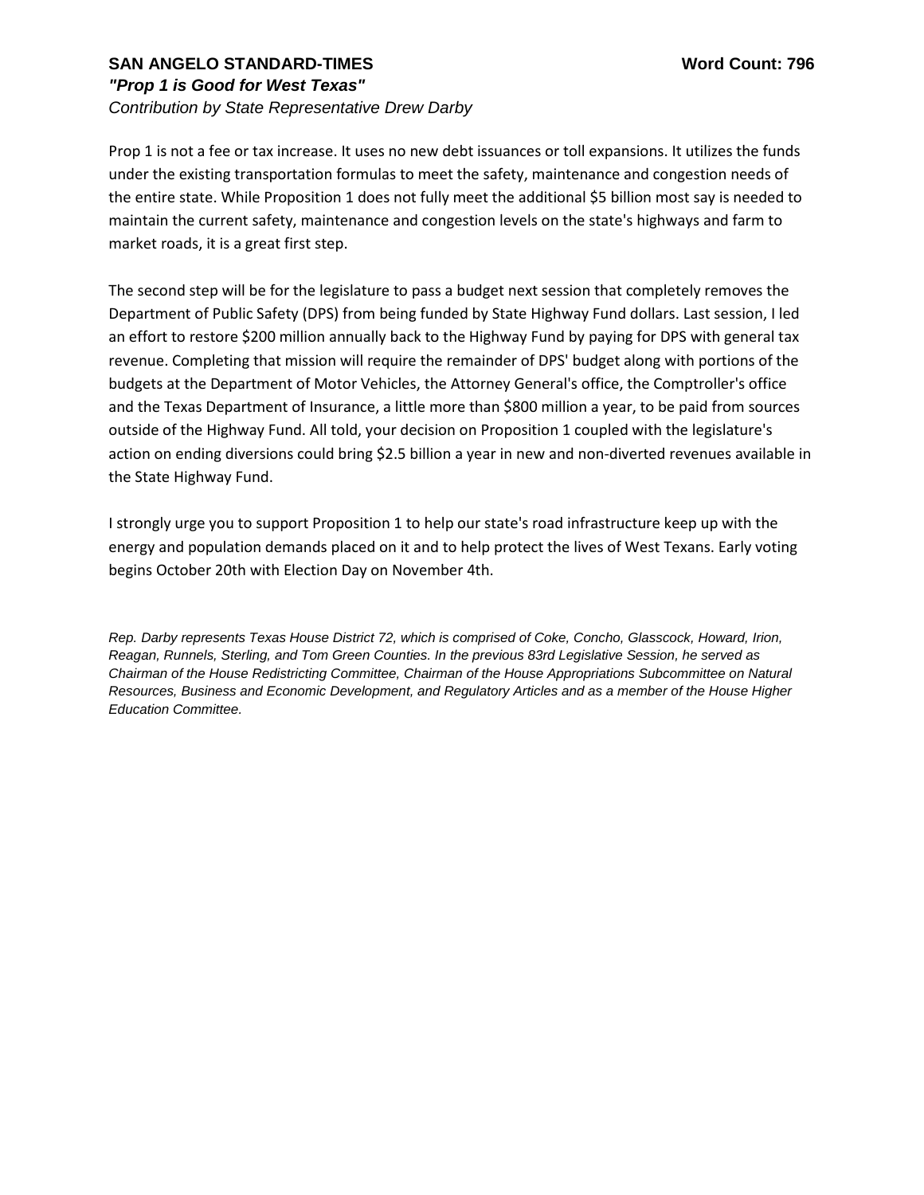Prop 1 is not a fee or tax increase. It uses no new debt issuances or toll expansions. It utilizes the funds under the existing transportation formulas to meet the safety, maintenance and congestion needs of the entire state. While Proposition 1 does not fully meet the additional $5 billion most say is needed to maintain the current safety, maintenance and congestion levels on the state's highways and farm to market roads, it is a great first step.

The second step will be for the legislature to pass a budget next session that completely removes the Department of Public Safety (DPS) from being funded by State Highway Fund dollars. Last session, I led an effort to restore $200 million annually back to the Highway Fund by paying for DPS with general tax revenue. Completing that mission will require the remainder of DPS' budget along with portions of the budgets at the Department of Motor Vehicles, the Attorney General's office, the Comptroller's office and the Texas Department of Insurance, a little more than $800 million a year, to be paid from sources outside of the Highway Fund. All told, your decision on Proposition 1 coupled with the legislature's action on ending diversions could bring $2.5 billion a year in new and non-diverted revenues available in the State Highway Fund.

I strongly urge you to support Proposition 1 to help our state's road infrastructure keep up with the energy and population demands placed on it and to help protect the lives of West Texans. Early voting begins October 20th with Election Day on November 4th.

*Rep. Darby represents Texas House District 72, which is comprised of Coke, Concho, Glasscock, Howard, Irion, Reagan, Runnels, Sterling, and Tom Green Counties. In the previous 83rd Legislative Session, he served as Chairman of the House Redistricting Committee, Chairman of the House Appropriations Subcommittee on Natural Resources, Business and Economic Development, and Regulatory Articles and as a member of the House Higher Education Committee.*